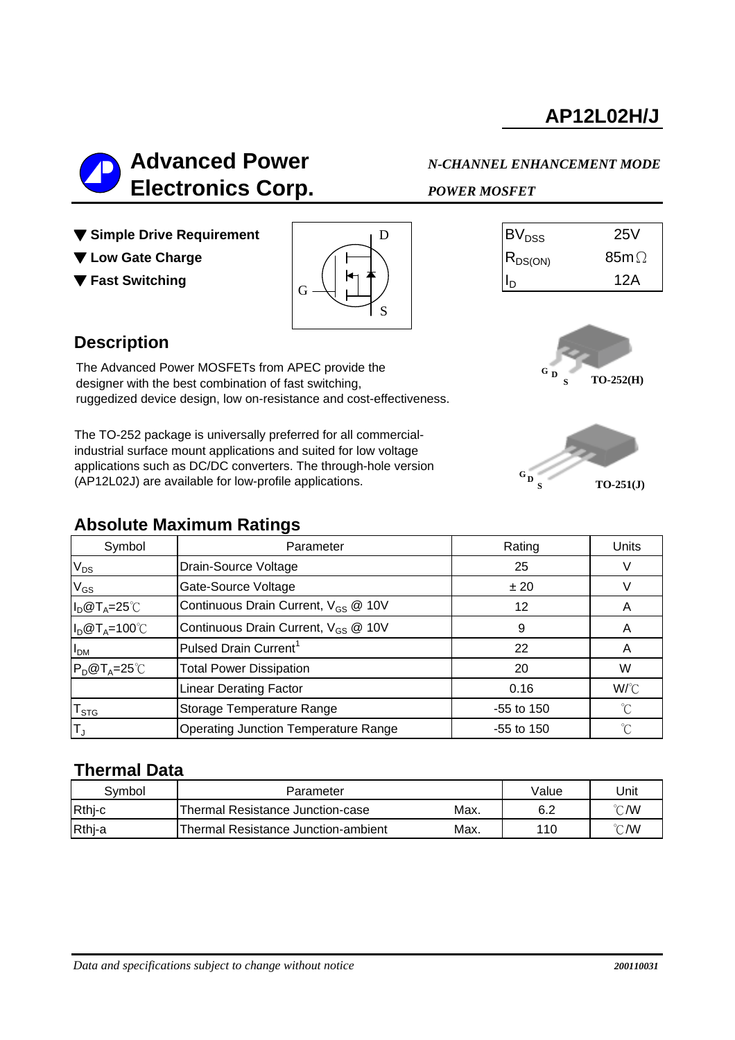# AP12L02H/J

## Advanced Power Electronics Corp.

*N-CHANNEL ENHANCEMENT MODE POWER MOSFET*

- ▼ **Simple Drive Requirement**
- ▼ **Low Gate Charge**
- ▼ **Fast Switching**

| | |
|---|---|
| $BV_{DSS}$ | 25V |
| $R_{DS(ON)}$ | 85mΩ |
| $I_D$ | 12A |

G D S TO-252(H)

G D S TO-251(J)

## Description

The Advanced Power MOSFETs from APEC provide the designer with the best combination of fast switching, ruggedized device design, low on-resistance and cost-effectiveness.

The TO-252 package is universally preferred for all commercial-industrial surface mount applications and suited for low voltage applications such as DC/DC converters. The through-hole version (AP12L02J) are available for low-profile applications.

## Absolute Maximum Ratings

| Symbol | Parameter | Rating | Units |
|---|---|---|---|
| $V_{DS}$ | Drain-Source Voltage | 25 | V |
| $V_{GS}$ | Gate-Source Voltage | ± 20 | V |
| $I_D$@$T_A$=25℃ | Continuous Drain Current, $V_{GS}$ @ 10V | 12 | A |
| $I_D$@$T_A$=100℃ | Continuous Drain Current, $V_{GS}$ @ 10V | 9 | A |
| $I_{DM}$ | Pulsed Drain Current[1] | 22 | A |
| $P_D$@$T_A$=25℃ | Total Power Dissipation | 20 | W |
| | Linear Derating Factor | 0.16 | W/℃ |
| $T_{STG}$ | Storage Temperature Range | -55 to 150 | ℃ |
| $T_J$ | Operating Junction Temperature Range | -55 to 150 | ℃ |

## Thermal Data

| Symbol | Parameter | | Value | Unit |
|---|---|---|---|---|
| Rthj-c | Thermal Resistance Junction-case | Max. | 6.2 | ℃/W |
| Rthj-a | Thermal Resistance Junction-ambient | Max. | 110 | ℃/W |

*Data and specifications subject to change without notice*

200110031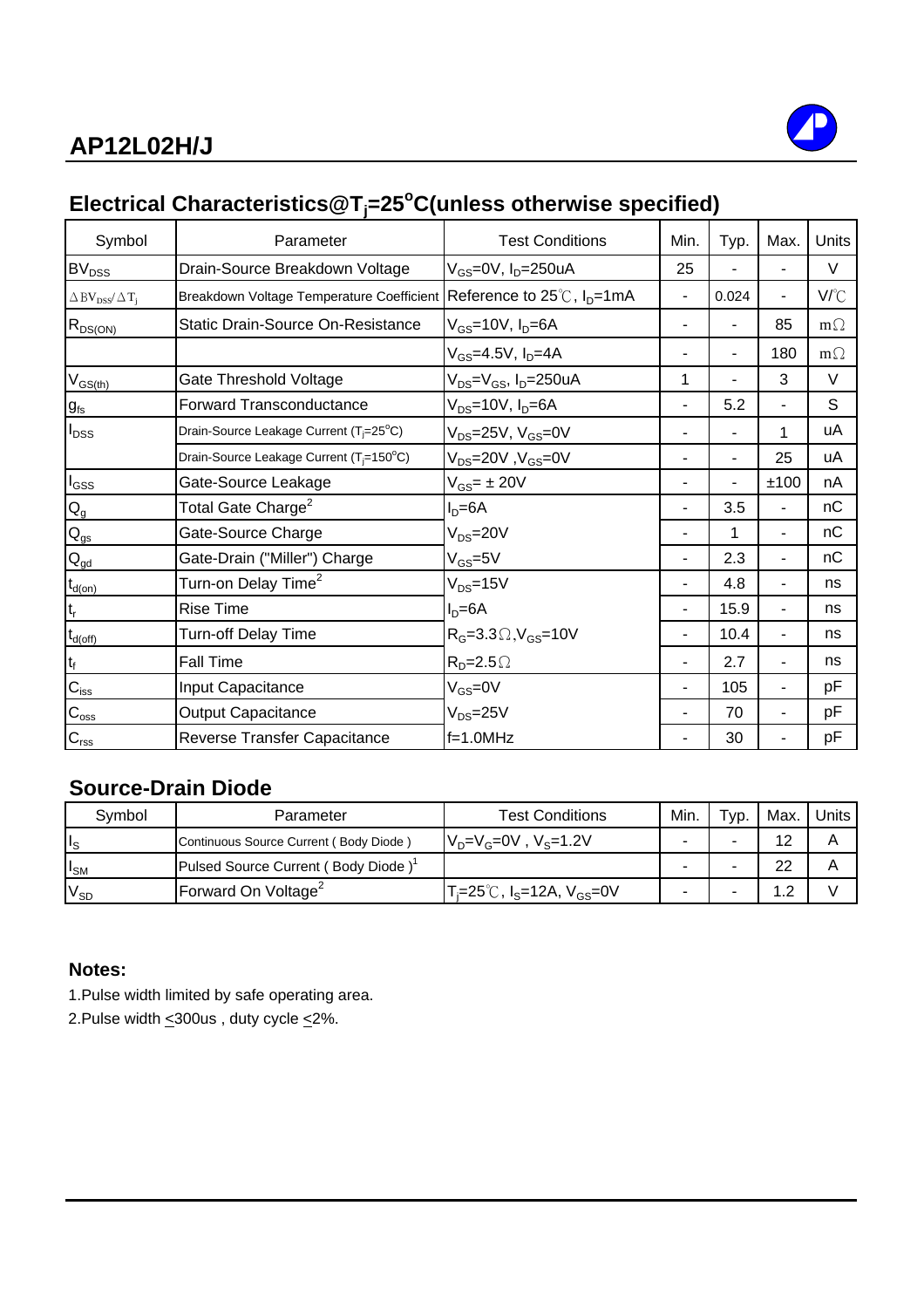## Electrical Characteristics@$T_j$=25°C(unless otherwise specified)

| Symbol | Parameter | Test Conditions | Min. | Typ. | Max. | Units |
|---|---|---|---|---|---|---|
| $BV_{DSS}$ | Drain-Source Breakdown Voltage | $V_{GS}$=0V, $I_D$=250uA | 25 | - | - | V |
| $\Delta BV_{DSS}/\Delta T_j$ | Breakdown Voltage Temperature Coefficient | Reference to 25℃, $I_D$=1mA | - | 0.024 | - | V/℃ |
| $R_{DS(ON)}$ | Static Drain-Source On-Resistance | $V_{GS}$=10V, $I_D$=6A | - | - | 85 | mΩ |
| | | $V_{GS}$=4.5V, $I_D$=4A | - | - | 180 | mΩ |
| $V_{GS(th)}$ | Gate Threshold Voltage | $V_{DS}$=$V_{GS}$, $I_D$=250uA | 1 | - | 3 | V |
| $g_{fs}$ | Forward Transconductance | $V_{DS}$=10V, $I_D$=6A | - | 5.2 | - | S |
| $I_{DSS}$ | Drain-Source Leakage Current ($T_j$=25°C) | $V_{DS}$=25V, $V_{GS}$=0V | - | - | 1 | uA |
| | Drain-Source Leakage Current ($T_j$=150°C) | $V_{DS}$=20V ,$V_{GS}$=0V | - | - | 25 | uA |
| $I_{GSS}$ | Gate-Source Leakage | $V_{GS}$= ± 20V | - | - | ±100 | nA |
| $Q_g$ | Total Gate Charge[2] | $I_D$=6A | - | 3.5 | - | nC |
| $Q_{gs}$ | Gate-Source Charge | $V_{DS}$=20V | - | 1 | - | nC |
| $Q_{gd}$ | Gate-Drain ("Miller") Charge | $V_{GS}$=5V | - | 2.3 | - | nC |
| $t_{d(on)}$ | Turn-on Delay Time[2] | $V_{DS}$=15V | - | 4.8 | - | ns |
| $t_r$ | Rise Time | $I_D$=6A | - | 15.9 | - | ns |
| $t_{d(off)}$ | Turn-off Delay Time | $R_G$=3.3Ω,$V_{GS}$=10V | - | 10.4 | - | ns |
| $t_f$ | Fall Time | $R_D$=2.5Ω | - | 2.7 | - | ns |
| $C_{iss}$ | Input Capacitance | $V_{GS}$=0V | - | 105 | - | pF |
| $C_{oss}$ | Output Capacitance | $V_{DS}$=25V | - | 70 | - | pF |
| $C_{rss}$ | Reverse Transfer Capacitance | f=1.0MHz | - | 30 | - | pF |

## Source-Drain Diode

| Symbol | Parameter | Test Conditions | Min. | Typ. | Max. | Units |
|---|---|---|---|---|---|---|
| $I_S$ | Continuous Source Current ( Body Diode ) | $V_D$=$V_G$=0V , $V_S$=1.2V | - | - | 12 | A |
| $I_{SM}$ | Pulsed Source Current ( Body Diode )[1] | | - | - | 22 | A |
| $V_{SD}$ | Forward On Voltage[2] | $T_j$=25℃, $I_S$=12A, $V_{GS}$=0V | - | - | 1.2 | V |

**Notes:**

1.Pulse width limited by safe operating area.

2.Pulse width ≤300us , duty cycle ≤2%.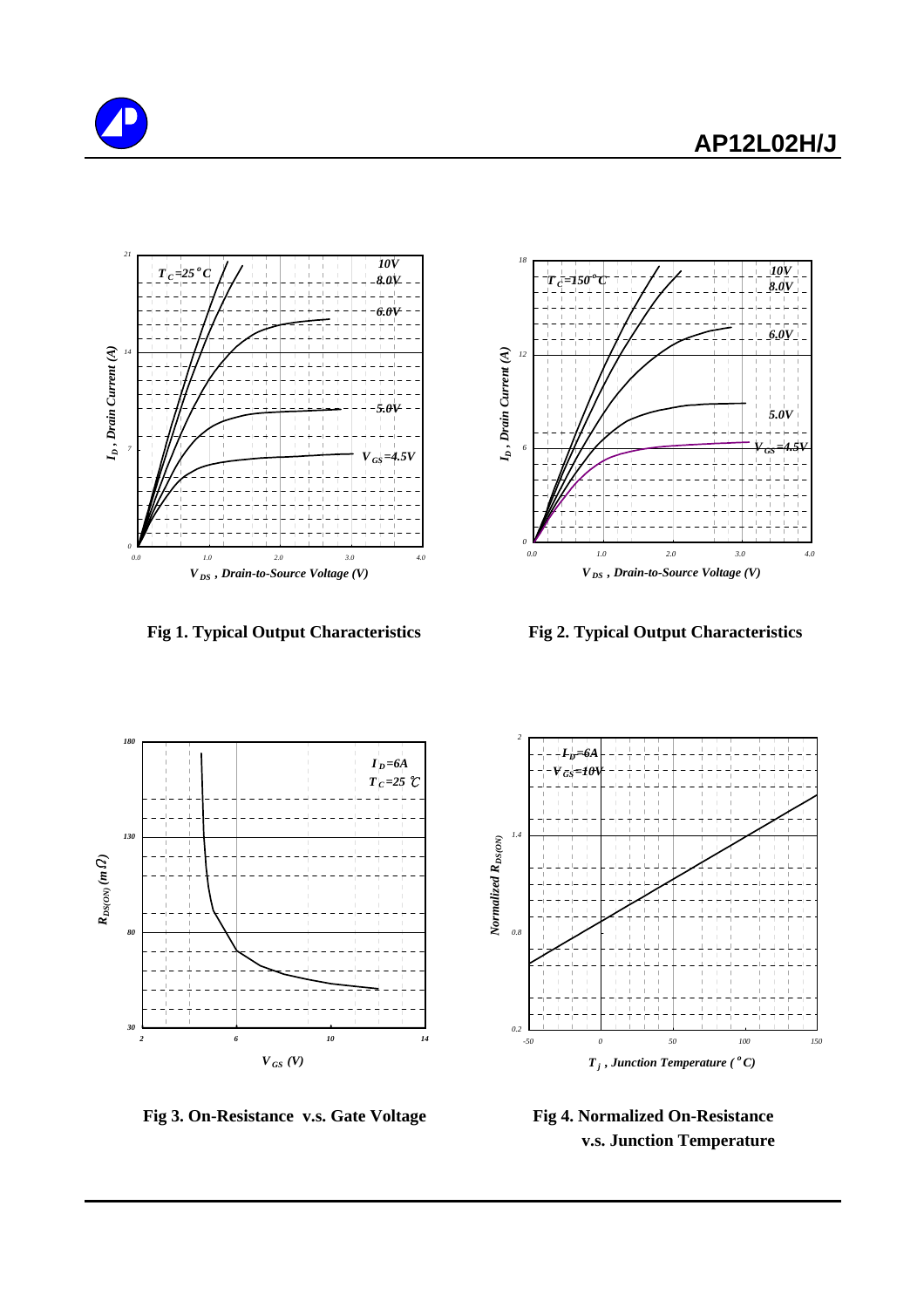Fig 1. Typical Output Characteristics

Fig 2. Typical Output Characteristics

Fig 3. On-Resistance v.s. Gate Voltage

Fig 4. Normalized On-Resistance v.s. Junction Temperature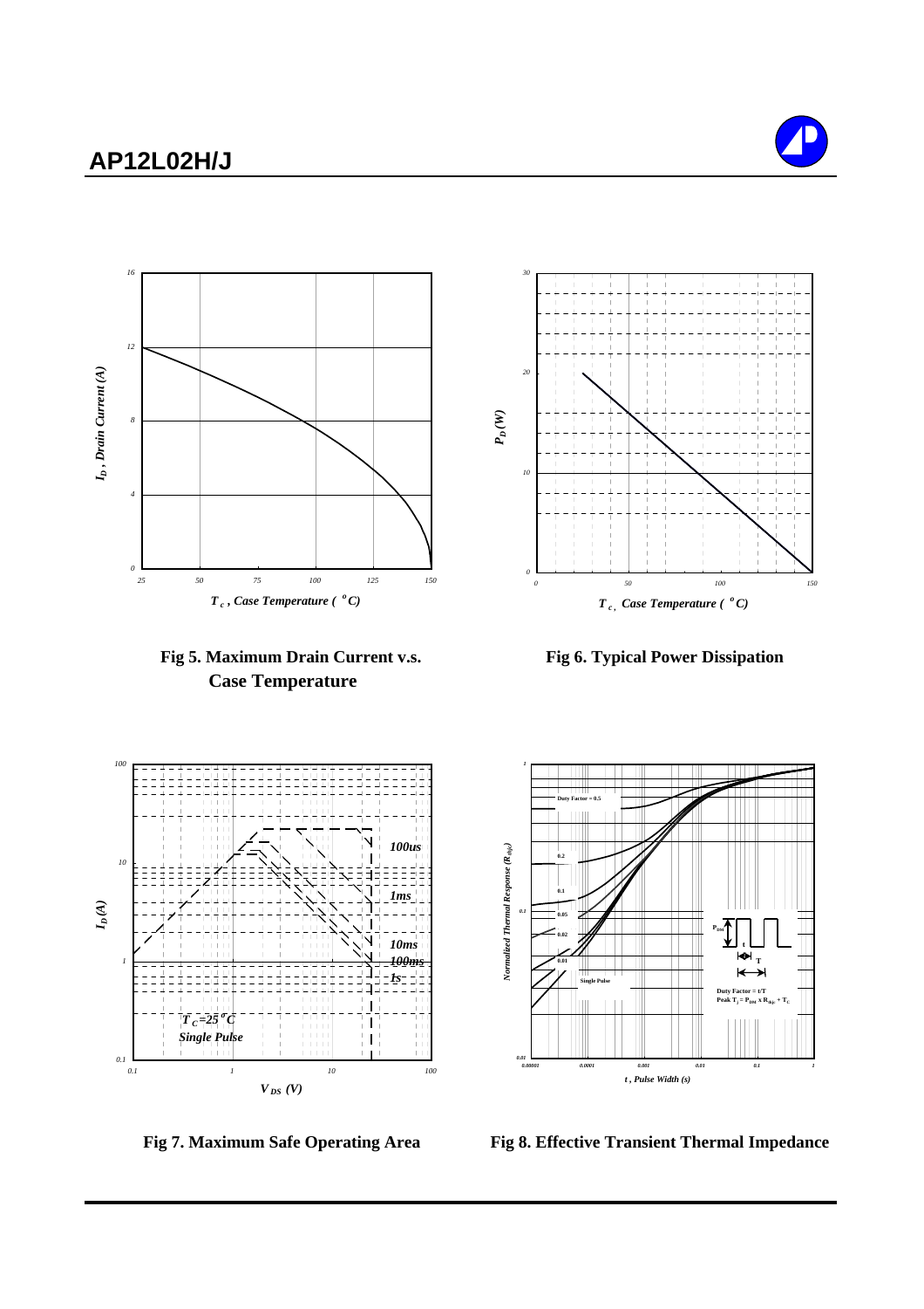Fig 5. Maximum Drain Current v.s. Case Temperature

Fig 6. Typical Power Dissipation

Fig 7. Maximum Safe Operating Area

Fig 8. Effective Transient Thermal Impedance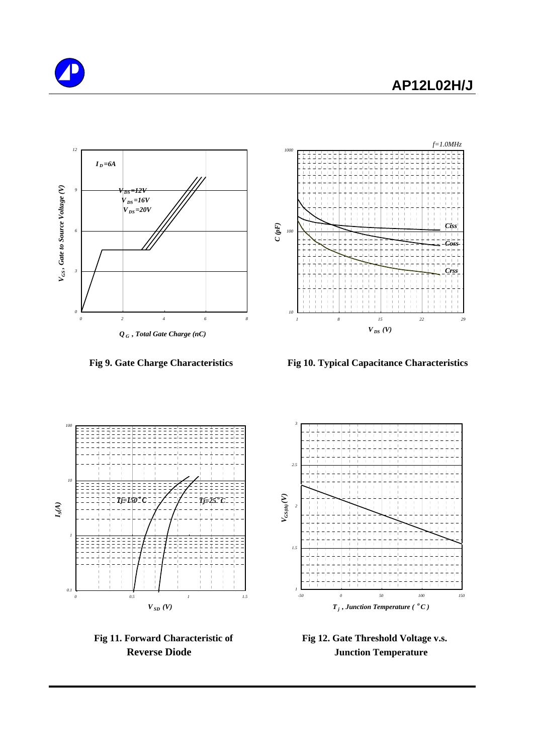Fig 9. Gate Charge Characteristics

Fig 10. Typical Capacitance Characteristics

Fig 11. Forward Characteristic of Reverse Diode

Fig 12. Gate Threshold Voltage v.s. Junction Temperature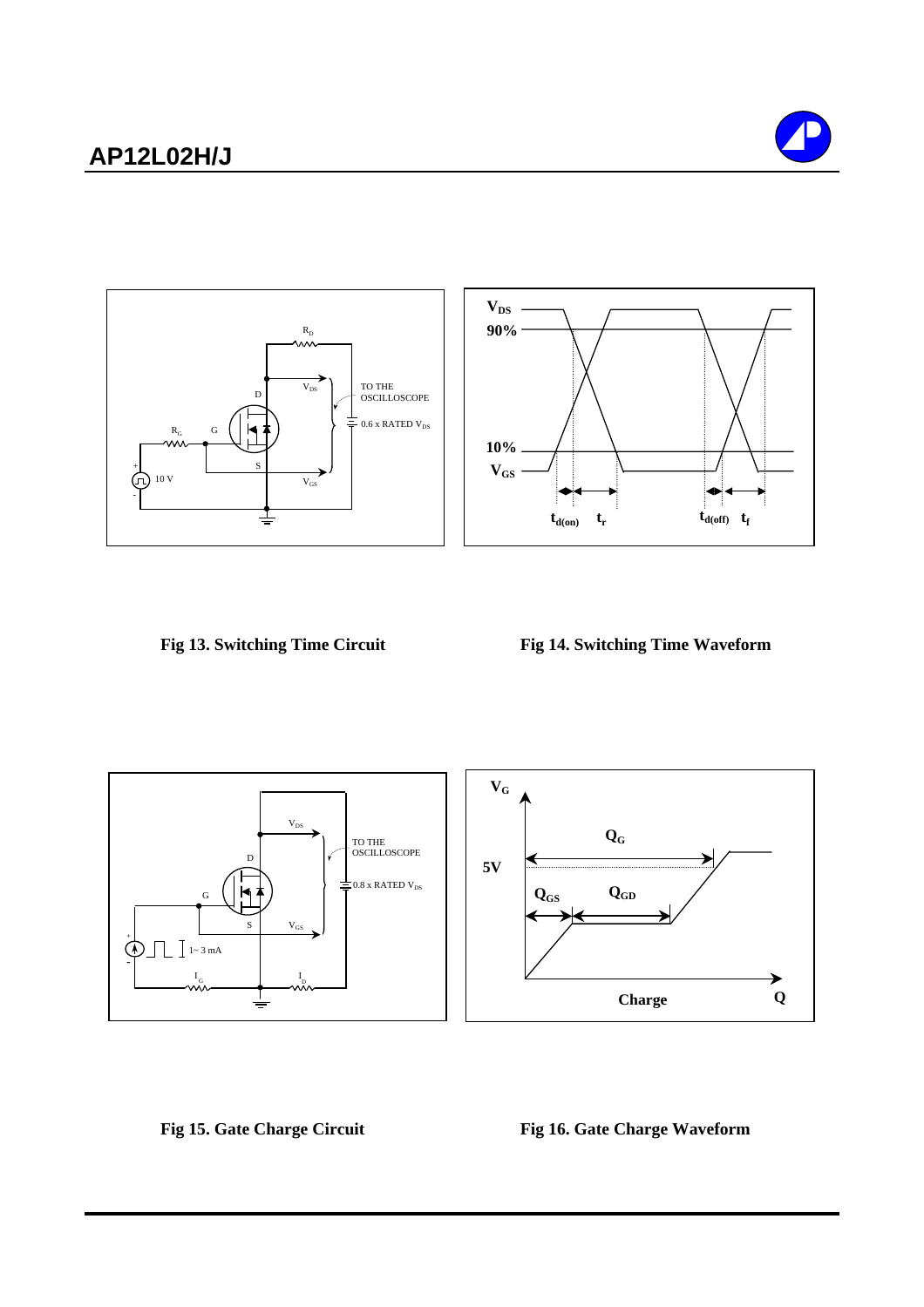Fig 13. Switching Time Circuit

Fig 14. Switching Time Waveform

Fig 15. Gate Charge Circuit

Fig 16. Gate Charge Waveform